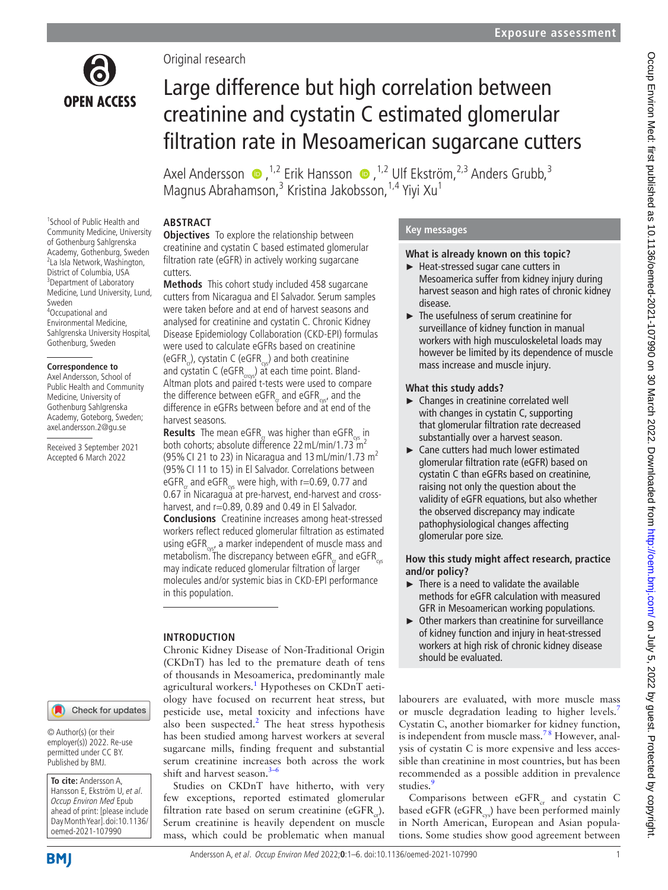Original research

# Large difference but high correlation between creatinine and cystatin C estimated glomerular filtration rate in Mesoamerican sugarcane cutters

Axel Andersson,[1,2] Erik Hansson,[1,2] Ulf Ekström,[2,3] Anders Grubb,[3] Magnus Abrahamson,[3] Kristina Jakobsson,[1,4] Yiyi Xu[1]

[1]School of Public Health and Community Medicine, University of Gothenburg Sahlgrenska Academy, Gothenburg, Sweden
[2]La Isla Network, Washington, District of Columbia, USA
[3]Department of Laboratory Medicine, Lund University, Lund, Sweden
[4]Occupational and Environmental Medicine, Sahlgrenska University Hospital, Gothenburg, Sweden

**Correspondence to**
Axel Andersson, School of Public Health and Community Medicine, University of Gothenburg Sahlgrenska Academy, Goteborg, Sweden; axel.andersson.2@gu.se

Received 3 September 2021
Accepted 6 March 2022

© Author(s) (or their employer(s)) 2022. Re-use permitted under CC BY. Published by BMJ.

**To cite:** Andersson A, Hansson E, Ekström U, *et al*. *Occup Environ Med* Epub ahead of print: [please include Day Month Year]. doi:10.1136/oemed-2021-107990

## ABSTRACT

**Objectives** To explore the relationship between creatinine and cystatin C based estimated glomerular filtration rate (eGFR) in actively working sugarcane cutters.

**Methods** This cohort study included 458 sugarcane cutters from Nicaragua and El Salvador. Serum samples were taken before and at end of harvest seasons and analysed for creatinine and cystatin C. Chronic Kidney Disease Epidemiology Collaboration (CKD-EPI) formulas were used to calculate eGFRs based on creatinine ($eGFR_{cr}$), cystatin C ($eGFR_{cys}$) and both creatinine and cystatin C ($eGFR_{crcys}$) at each time point. Bland-Altman plots and paired t-tests were used to compare the difference between $eGFR_{cr}$ and $eGFR_{cys}$, and the difference in eGFRs between before and at end of the harvest seasons.

**Results** The mean $eGFR_{cr}$ was higher than $eGFR_{cys}$ in both cohorts; absolute difference 22 mL/min/1.73 m$^2$ (95% CI 21 to 23) in Nicaragua and 13 mL/min/1.73 m$^2$ (95% CI 11 to 15) in El Salvador. Correlations between $eGFR_{cr}$ and $eGFR_{cys}$ were high, with r=0.69, 0.77 and 0.67 in Nicaragua at pre-harvest, end-harvest and cross-harvest, and r=0.89, 0.89 and 0.49 in El Salvador.

**Conclusions** Creatinine increases among heat-stressed workers reflect reduced glomerular filtration as estimated using $eGFR_{cys}$, a marker independent of muscle mass and metabolism. The discrepancy between $eGFR_{cr}$ and $eGFR_{cys}$ may indicate reduced glomerular filtration of larger molecules and/or systemic bias in CKD-EPI performance in this population.

## Key messages

### What is already known on this topic?

- Heat-stressed sugar cane cutters in Mesoamerica suffer from kidney injury during harvest season and high rates of chronic kidney disease.
- The usefulness of serum creatinine for surveillance of kidney function in manual workers with high musculoskeletal loads may however be limited by its dependence of muscle mass increase and muscle injury.

### What this study adds?

- Changes in creatinine correlated well with changes in cystatin C, supporting that glomerular filtration rate decreased substantially over a harvest season.
- Cane cutters had much lower estimated glomerular filtration rate (eGFR) based on cystatin C than eGFRs based on creatinine, raising not only the question about the validity of eGFR equations, but also whether the observed discrepancy may indicate pathophysiological changes affecting glomerular pore size.

### How this study might affect research, practice and/or policy?

- There is a need to validate the available methods for eGFR calculation with measured GFR in Mesoamerican working populations.
- Other markers than creatinine for surveillance of kidney function and injury in heat-stressed workers at high risk of chronic kidney disease should be evaluated.

## INTRODUCTION

Chronic Kidney Disease of Non-Traditional Origin (CKDnT) has led to the premature death of tens of thousands in Mesoamerica, predominantly male agricultural workers.[1] Hypotheses on CKDnT aetiology have focused on recurrent heat stress, but pesticide use, metal toxicity and infections have also been suspected.[2] The heat stress hypothesis has been studied among harvest workers at several sugarcane mills, finding frequent and substantial serum creatinine increases both across the work shift and harvest season.[3–6]

Studies on CKDnT have hitherto, with very few exceptions, reported estimated glomerular filtration rate based on serum creatinine ($eGFR_{cr}$). Serum creatinine is heavily dependent on muscle mass, which could be problematic when manual labourers are evaluated, with more muscle mass or muscle degradation leading to higher levels.[7] Cystatin C, another biomarker for kidney function, is independent from muscle mass.[7,8] However, analysis of cystatin C is more expensive and less accessible than creatinine in most countries, but has been recommended as a possible addition in prevalence studies.[9]

Comparisons between $eGFR_{cr}$ and cystatin C based eGFR ($eGFR_{cys}$) have been performed mainly in North American, European and Asian populations. Some studies show good agreement between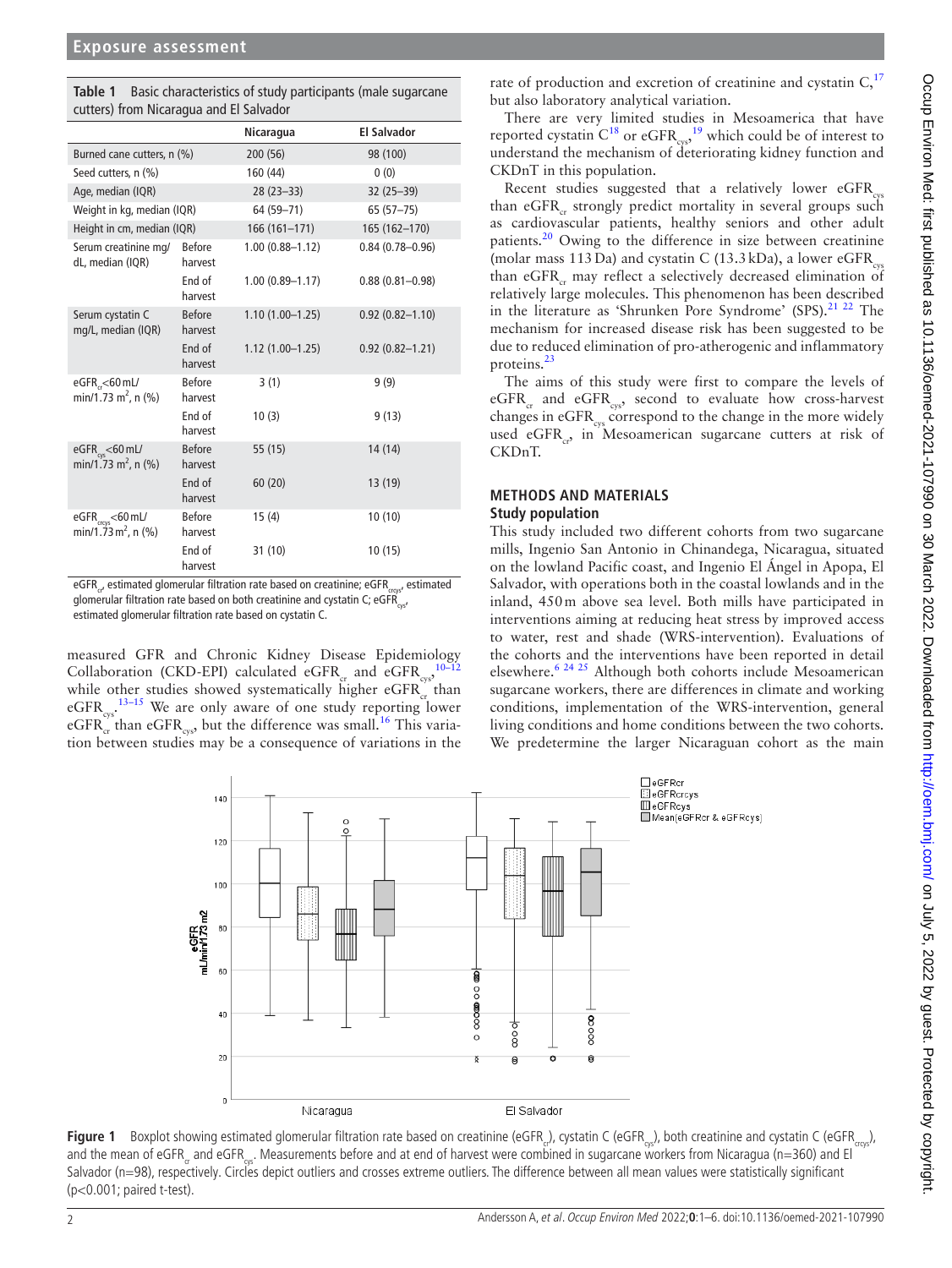**Table 1** Basic characteristics of study participants (male sugarcane cutters) from Nicaragua and El Salvador

| | | Nicaragua | El Salvador |
|---|---|---|---|
| Burned cane cutters, n (%) | | 200 (56) | 98 (100) |
| Seed cutters, n (%) | | 160 (44) | 0 (0) |
| Age, median (IQR) | | 28 (23–33) | 32 (25–39) |
| Weight in kg, median (IQR) | | 64 (59–71) | 65 (57–75) |
| Height in cm, median (IQR) | | 166 (161–171) | 165 (162–170) |
| Serum creatinine mg/dL, median (IQR) | Before harvest | 1.00 (0.88–1.12) | 0.84 (0.78–0.96) |
| | End of harvest | 1.00 (0.89–1.17) | 0.88 (0.81–0.98) |
| Serum cystatin C mg/L, median (IQR) | Before harvest | 1.10 (1.00–1.25) | 0.92 (0.82–1.10) |
| | End of harvest | 1.12 (1.00–1.25) | 0.92 (0.82–1.21) |
| $eGFR_{cr}$<60 mL/min/1.73 m$^2$, n (%) | Before harvest | 3 (1) | 9 (9) |
| | End of harvest | 10 (3) | 9 (13) |
| $eGFR_{cys}$<60 mL/min/1.73 m$^2$, n (%) | Before harvest | 55 (15) | 14 (14) |
| | End of harvest | 60 (20) | 13 (19) |
| $eGFR_{crcys}$<60 mL/min/1.73 m$^2$, n (%) | Before harvest | 15 (4) | 10 (10) |
| | End of harvest | 31 (10) | 10 (15) |

$eGFR_{cr}$, estimated glomerular filtration rate based on creatinine; $eGFR_{crcys}$, estimated glomerular filtration rate based on both creatinine and cystatin C; $eGFR_{cys}$, estimated glomerular filtration rate based on cystatin C.

measured GFR and Chronic Kidney Disease Epidemiology Collaboration (CKD-EPI) calculated $eGFR_{cr}$ and $eGFR_{cys}$,[10–12] while other studies showed systematically higher $eGFR_{cr}$ than $eGFR_{cys}$.[13–15] We are only aware of one study reporting lower $eGFR_{cr}$ than $eGFR_{cys}$, but the difference was small.[16] This variation between studies may be a consequence of variations in the rate of production and excretion of creatinine and cystatin C,[17] but also laboratory analytical variation.

There are very limited studies in Mesoamerica that have reported cystatin C[18] or $eGFR_{cys}$,[19] which could be of interest to understand the mechanism of deteriorating kidney function and CKDnT in this population.

Recent studies suggested that a relatively lower $eGFR_{cys}$ than $eGFR_{cr}$ strongly predict mortality in several groups such as cardiovascular patients, healthy seniors and other adult patients.[20] Owing to the difference in size between creatinine (molar mass 113 Da) and cystatin C (13.3 kDa), a lower $eGFR_{cys}$ than $eGFR_{cr}$ may reflect a selectively decreased elimination of relatively large molecules. This phenomenon has been described in the literature as 'Shrunken Pore Syndrome' (SPS).[21 22] The mechanism for increased disease risk has been suggested to be due to reduced elimination of pro-atherogenic and inflammatory proteins.[23]

The aims of this study were first to compare the levels of $eGFR_{cr}$ and $eGFR_{cys}$, second to evaluate how cross-harvest changes in $eGFR_{cys}$ correspond to the change in the more widely used $eGFR_{cr}$, in Mesoamerican sugarcane cutters at risk of CKDnT.

## METHODS AND MATERIALS

### Study population

This study included two different cohorts from two sugarcane mills, Ingenio San Antonio in Chinandega, Nicaragua, situated on the lowland Pacific coast, and Ingenio El Ángel in Apopa, El Salvador, with operations both in the coastal lowlands and in the inland, 450 m above sea level. Both mills have participated in interventions aiming at reducing heat stress by improved access to water, rest and shade (WRS-intervention). Evaluations of the cohorts and the interventions have been reported in detail elsewhere.[6 24 25] Although both cohorts include Mesoamerican sugarcane workers, there are differences in climate and working conditions, implementation of the WRS-intervention, general living conditions and home conditions between the two cohorts. We predetermine the larger Nicaraguan cohort as the main

**Figure 1** Boxplot showing estimated glomerular filtration rate based on creatinine ($eGFR_{cr}$), cystatin C ($eGFR_{cys}$), both creatinine and cystatin C ($eGFR_{crcys}$), and the mean of $eGFR_{cr}$ and $eGFR_{cys}$. Measurements before and at end of harvest were combined in sugarcane workers from Nicaragua (n=360) and El Salvador (n=98), respectively. Circles depict outliers and crosses extreme outliers. The difference between all mean values were statistically significant (p<0.001; paired t-test).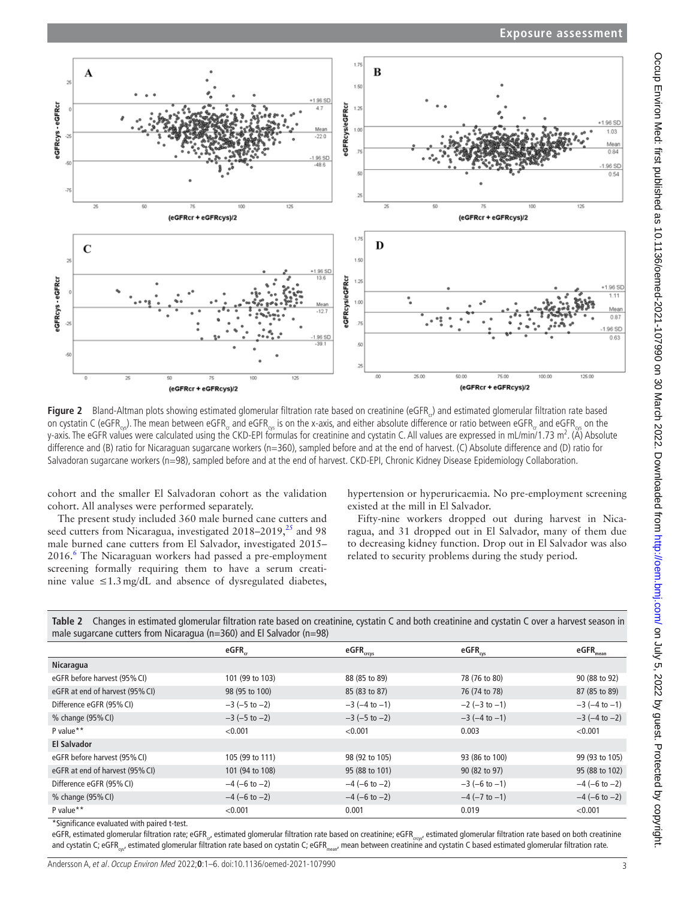**Figure 2** Bland-Altman plots showing estimated glomerular filtration rate based on creatinine ($eGFR_{cr}$) and estimated glomerular filtration rate based on cystatin C ($eGFR_{cys}$). The mean between $eGFR_{cr}$ and $eGFR_{cys}$ is on the x-axis, and either absolute difference or ratio between $eGFR_{cr}$ and $eGFR_{cys}$ on the y-axis. The eGFR values were calculated using the CKD-EPI formulas for creatinine and cystatin C. All values are expressed in mL/min/1.73 $m^2$. (A) Absolute difference and (B) ratio for Nicaraguan sugarcane workers (n=360), sampled before and at the end of harvest. (C) Absolute difference and (D) ratio for Salvadoran sugarcane workers (n=98), sampled before and at the end of harvest. CKD-EPI, Chronic Kidney Disease Epidemiology Collaboration.

cohort and the smaller El Salvadoran cohort as the validation cohort. All analyses were performed separately.

The present study included 360 male burned cane cutters and seed cutters from Nicaragua, investigated 2018–2019,[25] and 98 male burned cane cutters from El Salvador, investigated 2015–2016.[6] The Nicaraguan workers had passed a pre-employment screening formally requiring them to have a serum creatinine value ≤1.3 mg/dL and absence of dysregulated diabetes, hypertension or hyperuricaemia. No pre-employment screening existed at the mill in El Salvador.

Fifty-nine workers dropped out during harvest in Nicaragua, and 31 dropped out in El Salvador, many of them due to decreasing kidney function. Drop out in El Salvador was also related to security problems during the study period.

**Table 2** Changes in estimated glomerular filtration rate based on creatinine, cystatin C and both creatinine and cystatin C over a harvest season in male sugarcane cutters from Nicaragua (n=360) and El Salvador (n=98)

| | $eGFR_{cr}$ | $eGFR_{crcys}$ | $eGFR_{cys}$ | $eGFR_{mean}$ |
|---|---|---|---|---|
| **Nicaragua** | | | | |
| eGFR before harvest (95% CI) | 101 (99 to 103) | 88 (85 to 89) | 78 (76 to 80) | 90 (88 to 92) |
| eGFR at end of harvest (95% CI) | 98 (95 to 100) | 85 (83 to 87) | 76 (74 to 78) | 87 (85 to 89) |
| Difference eGFR (95% CI) | −3 (−5 to −2) | −3 (−4 to −1) | −2 (−3 to −1) | −3 (−4 to −1) |
| % change (95% CI) | −3 (−5 to −2) | −3 (−5 to −2) | −3 (−4 to −1) | −3 (−4 to −2) |
| P value** | <0.001 | <0.001 | 0.003 | <0.001 |
| **El Salvador** | | | | |
| eGFR before harvest (95% CI) | 105 (99 to 111) | 98 (92 to 105) | 93 (86 to 100) | 99 (93 to 105) |
| eGFR at end of harvest (95% CI) | 101 (94 to 108) | 95 (88 to 101) | 90 (82 to 97) | 95 (88 to 102) |
| Difference eGFR (95% CI) | −4 (−6 to −2) | −4 (−6 to −2) | −3 (−6 to −1) | −4 (−6 to −2) |
| % change (95% CI) | −4 (−6 to −2) | −4 (−6 to −2) | −4 (−7 to −1) | −4 (−6 to −2) |
| P value** | <0.001 | 0.001 | 0.019 | <0.001 |

*Significance evaluated with paired t-test.

eGFR, estimated glomerular filtration rate; $eGFR_{cr}$, estimated glomerular filtration rate based on creatinine; $eGFR_{crcys}$, estimated glomerular filtration rate based on both creatinine and cystatin C; $eGFR_{cys}$, estimated glomerular filtration rate based on cystatin C; $eGFR_{mean}$, mean between creatinine and cystatin C based estimated glomerular filtration rate.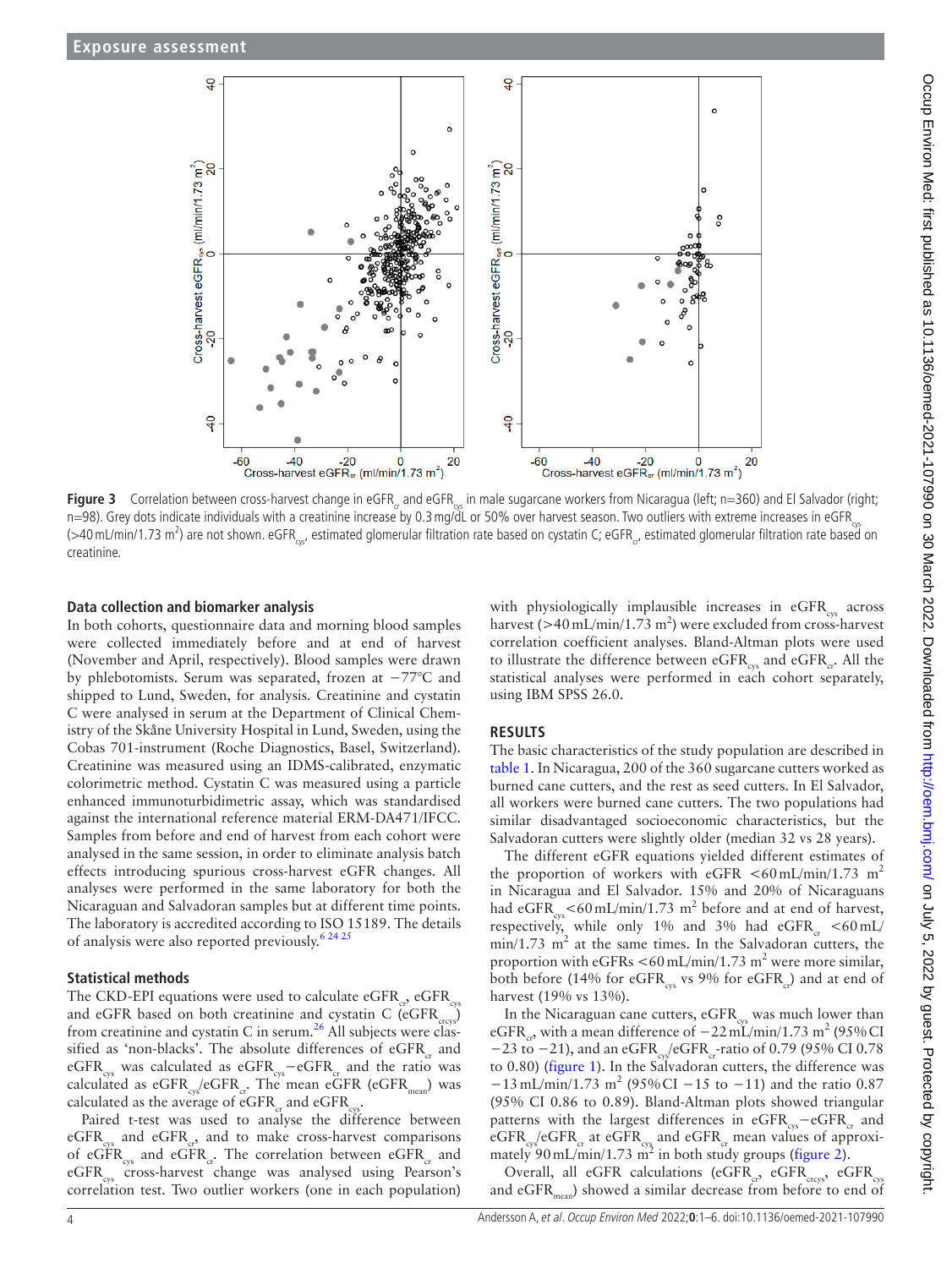## Exposure assessment

Figure 3 Correlation between cross-harvest change in $eGFR_{cr}$ and $eGFR_{cys}$ in male sugarcane workers from Nicaragua (left; n=360) and El Salvador (right; n=98). Grey dots indicate individuals with a creatinine increase by 0.3 mg/dL or 50% over harvest season. Two outliers with extreme increases in $eGFR_{cys}$ (>40 mL/min/1.73 $m^2$) are not shown. $eGFR_{cys}$, estimated glomerular filtration rate based on cystatin C; $eGFR_{cr}$, estimated glomerular filtration rate based on creatinine.

### Data collection and biomarker analysis

In both cohorts, questionnaire data and morning blood samples were collected immediately before and at end of harvest (November and April, respectively). Blood samples were drawn by phlebotomists. Serum was separated, frozen at −77°C and shipped to Lund, Sweden, for analysis. Creatinine and cystatin C were analysed in serum at the Department of Clinical Chemistry of the Skåne University Hospital in Lund, Sweden, using the Cobas 701-instrument (Roche Diagnostics, Basel, Switzerland). Creatinine was measured using an IDMS-calibrated, enzymatic colorimetric method. Cystatin C was measured using a particle enhanced immunoturbidimetric assay, which was standardised against the international reference material ERM-DA471/IFCC. Samples from before and end of harvest from each cohort were analysed in the same session, in order to eliminate analysis batch effects introducing spurious cross-harvest eGFR changes. All analyses were performed in the same laboratory for both the Nicaraguan and Salvadoran samples but at different time points. The laboratory is accredited according to ISO 15189. The details of analysis were also reported previously.[6 24 25]

### Statistical methods

The CKD-EPI equations were used to calculate $eGFR_{cr}$, $eGFR_{cys}$ and eGFR based on both creatinine and cystatin C ($eGFR_{crcys}$) from creatinine and cystatin C in serum.[26] All subjects were classified as 'non-blacks'. The absolute differences of $eGFR_{cr}$ and $eGFR_{cys}$ was calculated as $eGFR_{cys}-eGFR_{cr}$ and the ratio was calculated as $eGFR_{cys}/eGFR_{cr}$. The mean eGFR ($eGFR_{mean}$) was calculated as the average of $eGFR_{cr}$ and $eGFR_{cys}$.

Paired t-test was used to analyse the difference between $eGFR_{cys}$ and $eGFR_{cr}$, and to make cross-harvest comparisons of $eGFR_{cys}$ and $eGFR_{cr}$. The correlation between $eGFR_{cr}$ and $eGFR_{cys}$ cross-harvest change was analysed using Pearson's correlation test. Two outlier workers (one in each population) with physiologically implausible increases in $eGFR_{cys}$ across harvest (>40 mL/min/1.73 $m^2$) were excluded from cross-harvest correlation coefficient analyses. Bland-Altman plots were used to illustrate the difference between $eGFR_{cys}$ and $eGFR_{cr}$. All the statistical analyses were performed in each cohort separately, using IBM SPSS 26.0.

## RESULTS

The basic characteristics of the study population are described in table 1. In Nicaragua, 200 of the 360 sugarcane cutters worked as burned cane cutters, and the rest as seed cutters. In El Salvador, all workers were burned cane cutters. The two populations had similar disadvantaged socioeconomic characteristics, but the Salvadoran cutters were slightly older (median 32 vs 28 years).

The different eGFR equations yielded different estimates of the proportion of workers with eGFR <60 mL/min/1.73 $m^2$ in Nicaragua and El Salvador. 15% and 20% of Nicaraguans had $eGFR_{cys}$ <60 mL/min/1.73 $m^2$ before and at end of harvest, respectively, while only 1% and 3% had $eGFR_{cr}$ <60 mL/min/1.73 $m^2$ at the same times. In the Salvadoran cutters, the proportion with eGFRs <60 mL/min/1.73 $m^2$ were more similar, both before (14% for $eGFR_{cys}$ vs 9% for $eGFR_{cr}$) and at end of harvest (19% vs 13%).

In the Nicaraguan cane cutters, $eGFR_{cys}$ was much lower than $eGFR_{cr}$, with a mean difference of −22 mL/min/1.73 $m^2$ (95% CI −23 to −21), and an $eGFR_{cys}/eGFR_{cr}$-ratio of 0.79 (95% CI 0.78 to 0.80) (figure 1). In the Salvadoran cutters, the difference was −13 mL/min/1.73 $m^2$ (95% CI −15 to −11) and the ratio 0.87 (95% CI 0.86 to 0.89). Bland-Altman plots showed triangular patterns with the largest differences in $eGFR_{cys}-eGFR_{cr}$ and $eGFR_{cys}/eGFR_{cr}$ at $eGFR_{cys}$ and $eGFR_{cr}$ mean values of approximately 90 mL/min/1.73 $m^2$ in both study groups (figure 2).

Overall, all eGFR calculations ($eGFR_{cr}$, $eGFR_{crcys}$, $eGFR_{cys}$ and $eGFR_{mean}$) showed a similar decrease from before to end of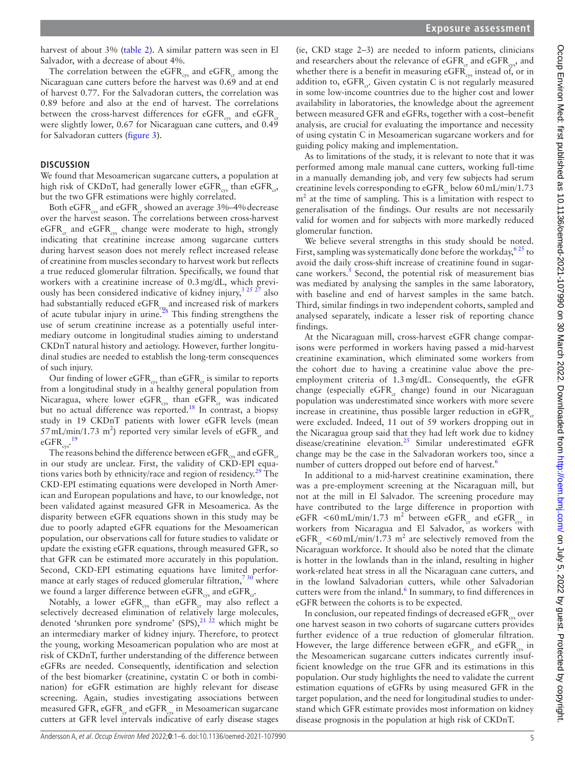harvest of about 3% (table 2). A similar pattern was seen in El Salvador, with a decrease of about 4%.

The correlation between the $eGFR_{cys}$ and $eGFR_{cr}$ among the Nicaraguan cane cutters before the harvest was 0.69 and at end of harvest 0.77. For the Salvadoran cutters, the correlation was 0.89 before and also at the end of harvest. The correlations between the cross-harvest differences for $eGFR_{cys}$ and $eGFR_{cr}$ were slightly lower, 0.67 for Nicaraguan cane cutters, and 0.49 for Salvadoran cutters (figure 3).

## DISCUSSION

We found that Mesoamerican sugarcane cutters, a population at high risk of CKDnT, had generally lower $eGFR_{cys}$ than $eGFR_{cr}$, but the two GFR estimations were highly correlated.

Both $eGFR_{cys}$ and $eGFR_{cr}$ showed an average 3%–4% decrease over the harvest season. The correlations between cross-harvest $eGFR_{cr}$ and $eGFR_{cys}$ change were moderate to high, strongly indicating that creatinine increase among sugarcane cutters during harvest season does not merely reflect increased release of creatinine from muscles secondary to harvest work but reflects a true reduced glomerular filtration. Specifically, we found that workers with a creatinine increase of 0.3 mg/dL, which previously has been considered indicative of kidney injury,[3 25 27] also had substantially reduced $eGFR_{cys}$ and increased risk of markers of acute tubular injury in urine.[28] This finding strengthens the use of serum creatinine increase as a potentially useful intermediary outcome in longitudinal studies aiming to understand CKDnT natural history and aetiology. However, further longitudinal studies are needed to establish the long-term consequences of such injury.

Our finding of lower $eGFR_{cys}$ than $eGFR_{cr}$ is similar to reports from a longitudinal study in a healthy general population from Nicaragua, where lower $eGFR_{cys}$ than $eGFR_{cr}$ was indicated but no actual difference was reported.[18] In contrast, a biopsy study in 19 CKDnT patients with lower eGFR levels (mean 57 mL/min/1.73 $m^2$) reported very similar levels of $eGFR_{cr}$ and $eGFR_{cys}$.[19]

The reasons behind the difference between $eGFR_{cys}$ and $eGFR_{cr}$ in our study are unclear. First, the validity of CKD-EPI equations varies both by ethnicity/race and region of residency.[29] The CKD-EPI estimating equations were developed in North American and European populations and have, to our knowledge, not been validated against measured GFR in Mesoamerica. As the disparity between eGFR equations shown in this study may be due to poorly adapted eGFR equations for the Mesoamerican population, our observations call for future studies to validate or update the existing eGFR equations, through measured GFR, so that GFR can be estimated more accurately in this population. Second, CKD-EPI estimating equations have limited performance at early stages of reduced glomerular filtration,[7 30] where we found a larger difference between $eGFR_{cys}$ and $eGFR_{cr}$.

Notably, a lower $eGFR_{cys}$ than $eGFR_{cr}$ may also reflect a selectively decreased elimination of relatively large molecules, denoted 'shrunken pore syndrome' (SPS),[21 22] which might be an intermediary marker of kidney injury. Therefore, to protect the young, working Mesoamerican population who are most at risk of CKDnT, further understanding of the difference between eGFRs are needed. Consequently, identification and selection of the best biomarker (creatinine, cystatin C or both in combination) for eGFR estimation are highly relevant for disease screening. Again, studies investigating associations between measured GFR, $eGFR_{cr}$ and $eGFR_{cys}$ in Mesoamerican sugarcane cutters at GFR level intervals indicative of early disease stages (ie, CKD stage 2–3) are needed to inform patients, clinicians and researchers about the relevance of $eGFR_{cr}$ and $eGFR_{cys}$, and whether there is a benefit in measuring $eGFR_{cys}$ instead of, or in addition to, $eGFR_{cr}$. Given cystatin C is not regularly measured in some low-income countries due to the higher cost and lower availability in laboratories, the knowledge about the agreement between measured GFR and eGFRs, together with a cost–benefit analysis, are crucial for evaluating the importance and necessity of using cystatin C in Mesoamerican sugarcane workers and for guiding policy making and implementation.

As to limitations of the study, it is relevant to note that it was performed among male manual cane cutters, working full-time in a manually demanding job, and very few subjects had serum creatinine levels corresponding to $eGFR_{cr}$ below 60 mL/min/1.73 $m^2$ at the time of sampling. This is a limitation with respect to generalisation of the findings. Our results are not necessarily valid for women and for subjects with more markedly reduced glomerular function.

We believe several strengths in this study should be noted. First, sampling was systematically done before the workday,[6 25] to avoid the daily cross-shift increase of creatinine found in sugarcane workers.[5] Second, the potential risk of measurement bias was mediated by analysing the samples in the same laboratory, with baseline and end of harvest samples in the same batch. Third, similar findings in two independent cohorts, sampled and analysed separately, indicate a lesser risk of reporting chance findings.

At the Nicaraguan mill, cross-harvest eGFR change comparisons were performed in workers having passed a mid-harvest creatinine examination, which eliminated some workers from the cohort due to having a creatinine value above the pre-employment criteria of 1.3 mg/dL. Consequently, the eGFR change (especially $eGFR_{cr}$ change) found in our Nicaraguan population was underestimated since workers with more severe increase in creatinine, thus possible larger reduction in $eGFR_{cr}$ were excluded. Indeed, 11 out of 59 workers dropping out in the Nicaragua group said that they had left work due to kidney disease/creatinine elevation.[25] Similar underestimated eGFR change may be the case in the Salvadoran workers too, since a number of cutters dropped out before end of harvest.[6]

In additional to a mid-harvest creatinine examination, there was a pre-employment screening at the Nicaraguan mill, but not at the mill in El Salvador. The screening procedure may have contributed to the large difference in proportion with eGFR <60 mL/min/1.73 $m^2$ between $eGFR_{cr}$ and $eGFR_{cys}$ in workers from Nicaragua and El Salvador, as workers with $eGFR_{cr}$ <60 mL/min/1.73 $m^2$ are selectively removed from the Nicaraguan workforce. It should also be noted that the climate is hotter in the lowlands than in the inland, resulting in higher work-related heat stress in all the Nicaraguan cane cutters, and in the lowland Salvadorian cutters, while other Salvadorian cutters were from the inland.[6] In summary, to find differences in eGFR between the cohorts is to be expected.

In conclusion, our repeated findings of decreased $eGFR_{cys}$ over one harvest season in two cohorts of sugarcane cutters provides further evidence of a true reduction of glomerular filtration. However, the large difference between $eGFR_{cr}$ and $eGFR_{cys}$ in the Mesoamerican sugarcane cutters indicates currently insufficient knowledge on the true GFR and its estimations in this population. Our study highlights the need to validate the current estimation equations of eGFRs by using measured GFR in the target population, and the need for longitudinal studies to understand which GFR estimate provides most information on kidney disease prognosis in the population at high risk of CKDnT.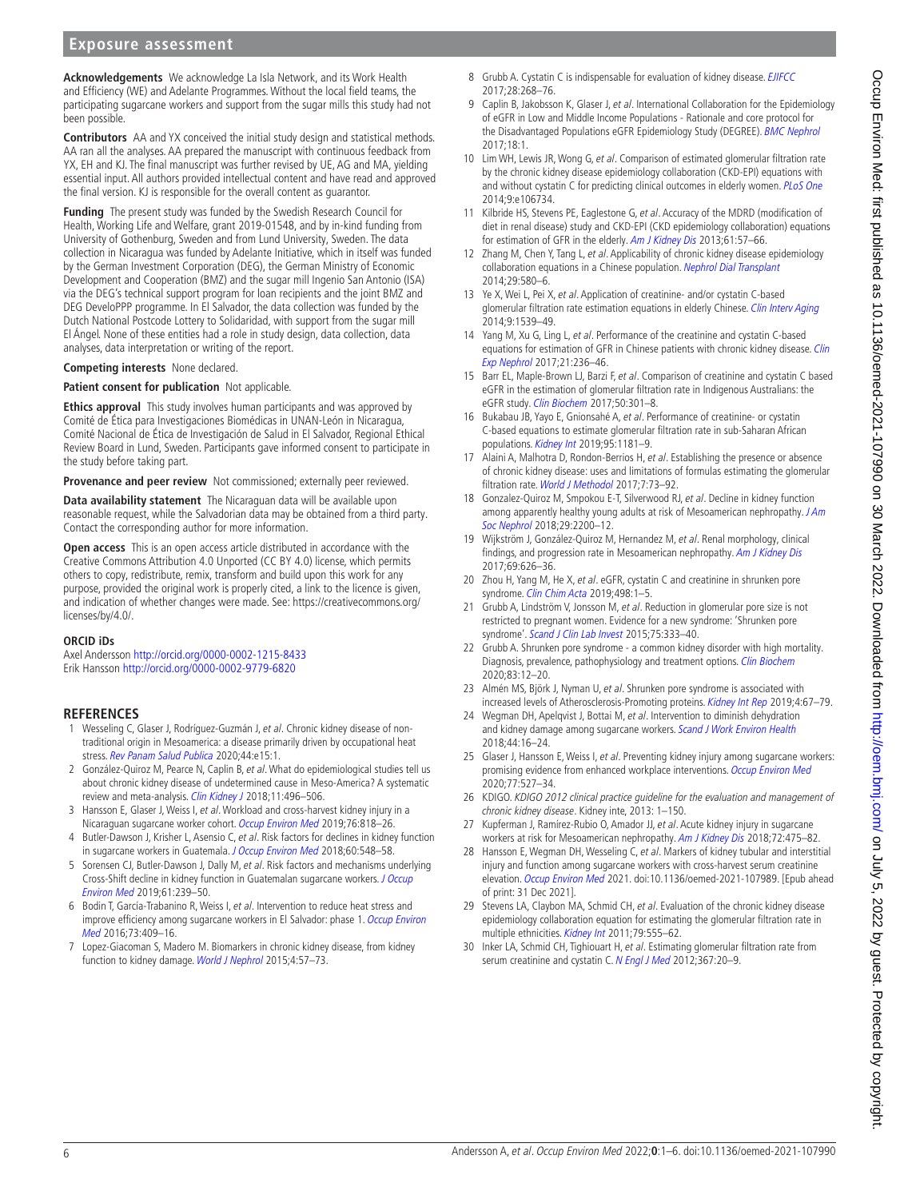**Acknowledgements** We acknowledge La Isla Network, and its Work Health and Efficiency (WE) and Adelante Programmes. Without the local field teams, the participating sugarcane workers and support from the sugar mills this study had not been possible.

**Contributors** AA and YX conceived the initial study design and statistical methods. AA ran all the analyses. AA prepared the manuscript with continuous feedback from YX, EH and KJ. The final manuscript was further revised by UE, AG and MA, yielding essential input. All authors provided intellectual content and have read and approved the final version. KJ is responsible for the overall content as guarantor.

**Funding** The present study was funded by the Swedish Research Council for Health, Working Life and Welfare, grant 2019-01548, and by in-kind funding from University of Gothenburg, Sweden and from Lund University, Sweden. The data collection in Nicaragua was funded by Adelante Initiative, which in itself was funded by the German Investment Corporation (DEG), the German Ministry of Economic Development and Cooperation (BMZ) and the sugar mill Ingenio San Antonio (ISA) via the DEG's technical support program for loan recipients and the joint BMZ and DEG DeveloPPP programme. In El Salvador, the data collection was funded by the Dutch National Postcode Lottery to Solidaridad, with support from the sugar mill El Ángel. None of these entities had a role in study design, data collection, data analyses, data interpretation or writing of the report.

**Competing interests** None declared.

**Patient consent for publication** Not applicable.

**Ethics approval** This study involves human participants and was approved by Comité de Ética para Investigaciones Biomédicas in UNAN-León in Nicaragua, Comité Nacional de Ética de Investigación de Salud in El Salvador, Regional Ethical Review Board in Lund, Sweden. Participants gave informed consent to participate in the study before taking part.

**Provenance and peer review** Not commissioned; externally peer reviewed.

**Data availability statement** The Nicaraguan data will be available upon reasonable request, while the Salvadorian data may be obtained from a third party. Contact the corresponding author for more information.

**Open access** This is an open access article distributed in accordance with the Creative Commons Attribution 4.0 Unported (CC BY 4.0) license, which permits others to copy, redistribute, remix, transform and build upon this work for any purpose, provided the original work is properly cited, a link to the licence is given, and indication of whether changes were made. See: https://creativecommons.org/licenses/by/4.0/.

**ORCID iDs**

Axel Andersson http://orcid.org/0000-0002-1215-8433
Erik Hansson http://orcid.org/0000-0002-9779-6820

## REFERENCES

1. Wesseling C, Glaser J, Rodríguez-Guzmán J, *et al*. Chronic kidney disease of non-traditional origin in Mesoamerica: a disease primarily driven by occupational heat stress. *Rev Panam Salud Publica* 2020;44:e15:1.
2. González-Quiroz M, Pearce N, Caplin B, *et al*. What do epidemiological studies tell us about chronic kidney disease of undetermined cause in Meso-America? A systematic review and meta-analysis. *Clin Kidney J* 2018;11:496–506.
3. Hansson E, Glaser J, Weiss I, *et al*. Workload and cross-harvest kidney injury in a Nicaraguan sugarcane worker cohort. *Occup Environ Med* 2019;76:818–26.
4. Butler-Dawson J, Krisher L, Asensio C, *et al*. Risk factors for declines in kidney function in sugarcane workers in Guatemala. *J Occup Environ Med* 2018;60:548–58.
5. Sorensen CJ, Butler-Dawson J, Dally M, *et al*. Risk factors and mechanisms underlying Cross-Shift decline in kidney function in Guatemalan sugarcane workers. *J Occup Environ Med* 2019;61:239–50.
6. Bodin T, García-Trabanino R, Weiss I, *et al*. Intervention to reduce heat stress and improve efficiency among sugarcane workers in El Salvador: phase 1. *Occup Environ Med* 2016;73:409–16.
7. Lopez-Giacoman S, Madero M. Biomarkers in chronic kidney disease, from kidney function to kidney damage. *World J Nephrol* 2015;4:57–73.
8. Grubb A. Cystatin C is indispensable for evaluation of kidney disease. *EJIFCC* 2017;28:268–76.
9. Caplin B, Jakobsson K, Glaser J, *et al*. International Collaboration for the Epidemiology of eGFR in Low and Middle Income Populations - Rationale and core protocol for the Disadvantaged Populations eGFR Epidemiology Study (DEGREE). *BMC Nephrol* 2017;18:1.
10. Lim WH, Lewis JR, Wong G, *et al*. Comparison of estimated glomerular filtration rate by the chronic kidney disease epidemiology collaboration (CKD-EPI) equations with and without cystatin C for predicting clinical outcomes in elderly women. *PLoS One* 2014;9:e106734.
11. Kilbride HS, Stevens PE, Eaglestone G, *et al*. Accuracy of the MDRD (modification of diet in renal disease) study and CKD-EPI (CKD epidemiology collaboration) equations for estimation of GFR in the elderly. *Am J Kidney Dis* 2013;61:57–66.
12. Zhang M, Chen Y, Tang L, *et al*. Applicability of chronic kidney disease epidemiology collaboration equations in a Chinese population. *Nephrol Dial Transplant* 2014;29:580–6.
13. Ye X, Wei L, Pei X, *et al*. Application of creatinine- and/or cystatin C-based glomerular filtration rate estimation equations in elderly Chinese. *Clin Interv Aging* 2014;9:1539–49.
14. Yang M, Xu G, Ling L, *et al*. Performance of the creatinine and cystatin C-based equations for estimation of GFR in Chinese patients with chronic kidney disease. *Clin Exp Nephrol* 2017;21:236–46.
15. Barr EL, Maple-Brown LJ, Barzi F, *et al*. Comparison of creatinine and cystatin C based eGFR in the estimation of glomerular filtration rate in Indigenous Australians: the eGFR study. *Clin Biochem* 2017;50:301–8.
16. Bukabau JB, Yayo E, Gnionsahé A, *et al*. Performance of creatinine- or cystatin C-based equations to estimate glomerular filtration rate in sub-Saharan African populations. *Kidney Int* 2019;95:1181–9.
17. Alaini A, Malhotra D, Rondon-Berrios H, *et al*. Establishing the presence or absence of chronic kidney disease: uses and limitations of formulas estimating the glomerular filtration rate. *World J Methodol* 2017;7:73–92.
18. Gonzalez-Quiroz M, Smpokou E-T, Silverwood RJ, *et al*. Decline in kidney function among apparently healthy young adults at risk of Mesoamerican nephropathy. *J Am Soc Nephrol* 2018;29:2200–12.
19. Wijkström J, González-Quiroz M, Hernandez M, *et al*. Renal morphology, clinical findings, and progression rate in Mesoamerican nephropathy. *Am J Kidney Dis* 2017;69:626–36.
20. Zhou H, Yang M, He X, *et al*. eGFR, cystatin C and creatinine in shrunken pore syndrome. *Clin Chim Acta* 2019;498:1–5.
21. Grubb A, Lindström V, Jonsson M, *et al*. Reduction in glomerular pore size is not restricted to pregnant women. Evidence for a new syndrome: 'Shrunken pore syndrome'. *Scand J Clin Lab Invest* 2015;75:333–40.
22. Grubb A. Shrunken pore syndrome - a common kidney disorder with high mortality. Diagnosis, prevalence, pathophysiology and treatment options. *Clin Biochem* 2020;83:12–20.
23. Almén MS, Björk J, Nyman U, *et al*. Shrunken pore syndrome is associated with increased levels of Atherosclerosis-Promoting proteins. *Kidney Int Rep* 2019;4:67–79.
24. Wegman DH, Apelqvist J, Bottai M, *et al*. Intervention to diminish dehydration and kidney damage among sugarcane workers. *Scand J Work Environ Health* 2018;44:16–24.
25. Glaser J, Hansson E, Weiss I, *et al*. Preventing kidney injury among sugarcane workers: promising evidence from enhanced workplace interventions. *Occup Environ Med* 2020;77:527–34.
26. KDIGO. *KDIGO 2012 clinical practice guideline for the evaluation and management of chronic kidney disease*. Kidney inte, 2013: 1–150.
27. Kupferman J, Ramírez-Rubio O, Amador JJ, *et al*. Acute kidney injury in sugarcane workers at risk for Mesoamerican nephropathy. *Am J Kidney Dis* 2018;72:475–82.
28. Hansson E, Wegman DH, Wesseling C, *et al*. Markers of kidney tubular and interstitial injury and function among sugarcane workers with cross-harvest serum creatinine elevation. *Occup Environ Med* 2021. doi:10.1136/oemed-2021-107989. [Epub ahead of print: 31 Dec 2021].
29. Stevens LA, Claybon MA, Schmid CH, *et al*. Evaluation of the chronic kidney disease epidemiology collaboration equation for estimating the glomerular filtration rate in multiple ethnicities. *Kidney Int* 2011;79:555–62.
30. Inker LA, Schmid CH, Tighiouart H, *et al*. Estimating glomerular filtration rate from serum creatinine and cystatin C. *N Engl J Med* 2012;367:20–9.